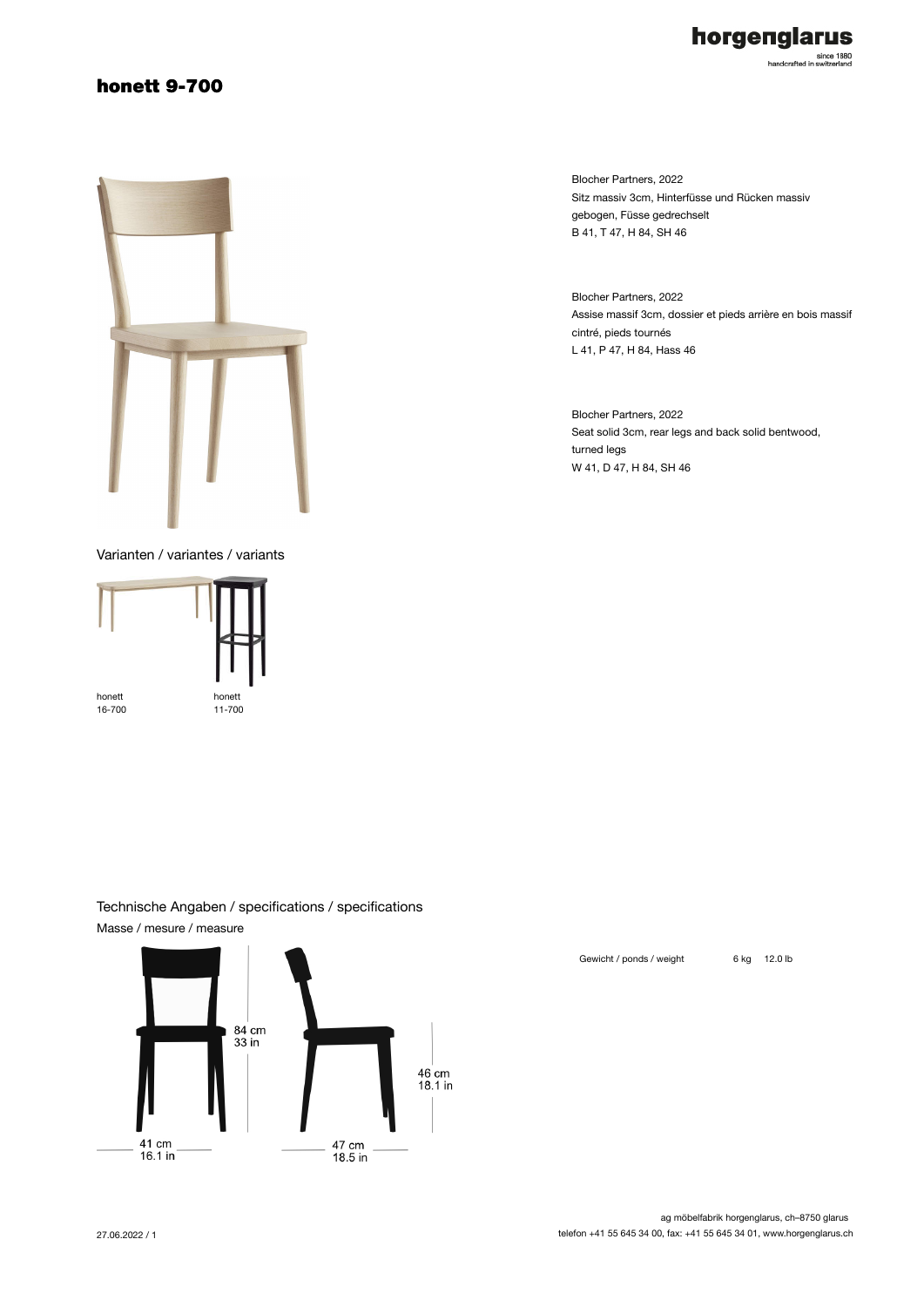# honett 9-700

Blocher Partners, 2022
Sitz massiv 3cm, Hinterfüsse und Rücken massiv gebogen, Füsse gedrechselt
B 41, T 47, H 84, SH 46

Blocher Partners, 2022
Assise massif 3cm, dossier et pieds arrière en bois massif cintré, pieds tournés
L 41, P 47, H 84, Hass 46

Blocher Partners, 2022
Seat solid 3cm, rear legs and back solid bentwood, turned legs
W 41, D 47, H 84, SH 46

## Varianten / variantes / variants

honett
16-700

honett
11-700

## Technische Angaben / specifications / specifications

Masse / mesure / measure

84 cm
33 in

46 cm
18.1 in

41 cm
16.1 in

47 cm
18.5 in

Gewicht / ponds / weight 6 kg 12.0 lb

ag möbelfabrik horgenglarus, ch–8750 glarus
telefon +41 55 645 34 00, fax: +41 55 645 34 01, www.horgenglarus.ch

27.06.2022 / 1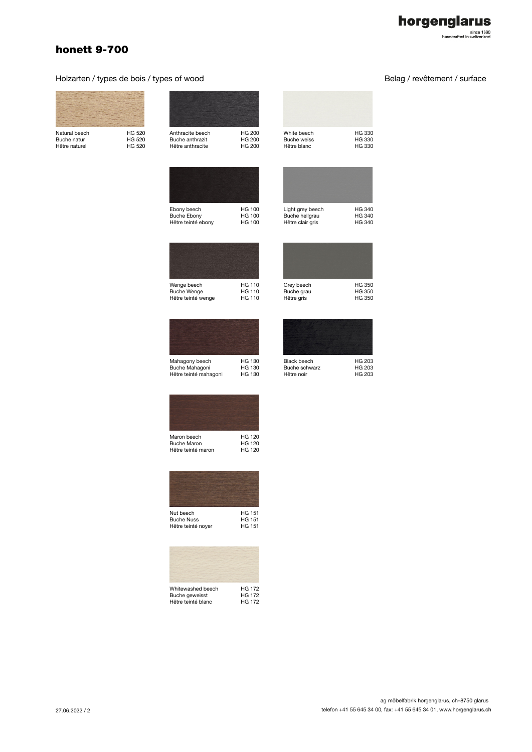# honett 9-700

## Holzarten / types de bois / types of wood

Natural beech HG 520
Buche natur HG 520
Hêtre naturel HG 520

Anthracite beech HG 200
Buche anthrazit HG 200
Hêtre anthracite HG 200

Ebony beech HG 100
Buche Ebony HG 100
Hêtre teinté ebony HG 100

Wenge beech HG 110
Buche Wenge HG 110
Hêtre teinté wenge HG 110

Mahagony beech HG 130
Buche Mahagoni HG 130
Hêtre teinté mahagoni HG 130

Maron beech HG 120
Buche Maron HG 120
Hêtre teinté maron HG 120

Nut beech HG 151
Buche Nuss HG 151
Hêtre teinté noyer HG 151

Whitewashed beech HG 172
Buche geweisst HG 172
Hêtre teinté blanc HG 172

White beech HG 330
Buche weiss HG 330
Hêtre blanc HG 330

Light grey beech HG 340
Buche hellgrau HG 340
Hêtre clair gris HG 340

Grey beech HG 350
Buche grau HG 350
Hêtre gris HG 350

Black beech HG 203
Buche schwarz HG 203
Hêtre noir HG 203

## Belag / revêtement / surface

27.06.2022 / 2

ag möbelfabrik horgenglarus, ch–8750 glarus
telefon +41 55 645 34 00, fax: +41 55 645 34 01, www.horgenglarus.ch